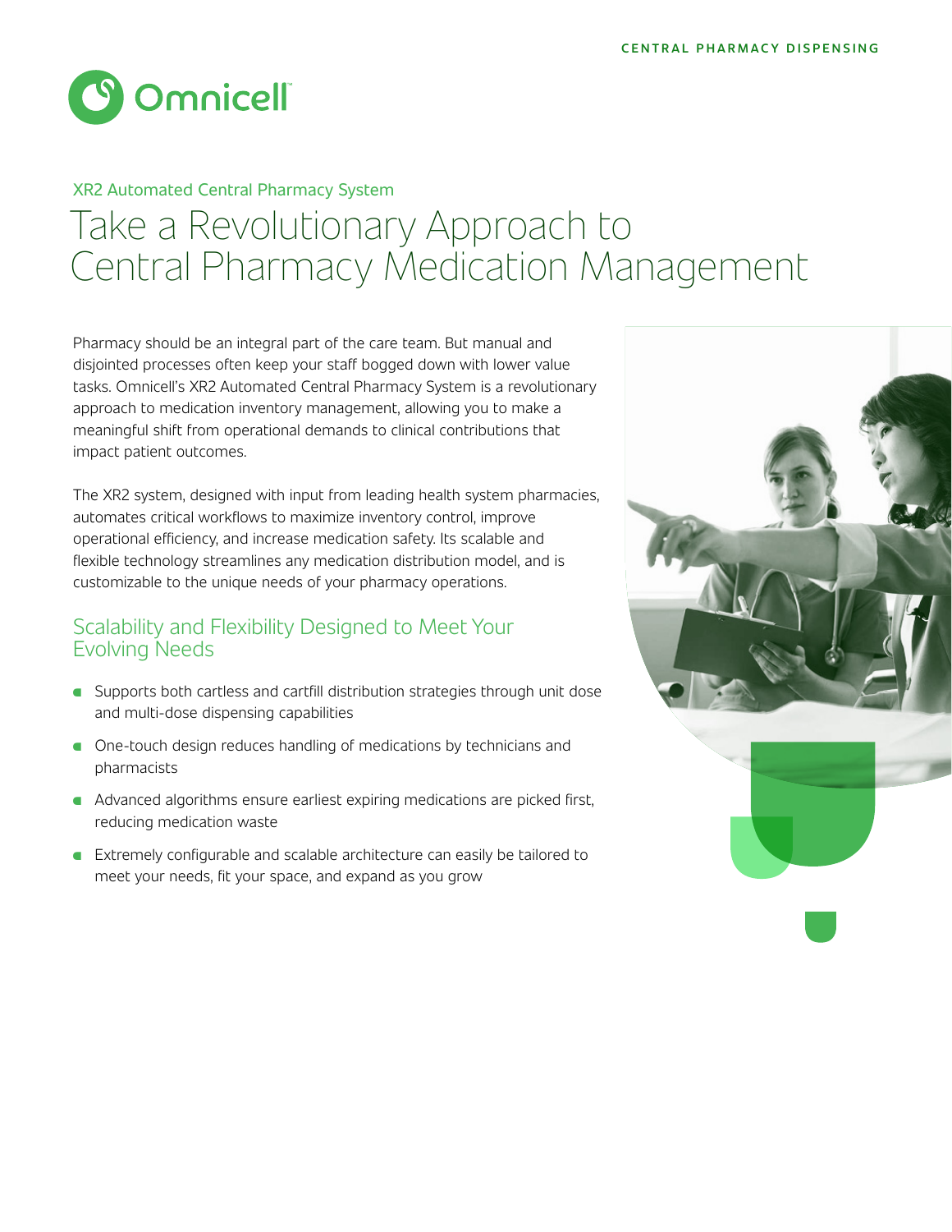CENTRAL PHARMACY DISPENSING

Omnicell

XR2 Automated Central Pharmacy System

# Take a Revolutionary Approach to Central Pharmacy Medication Management

Pharmacy should be an integral part of the care team. But manual and disjointed processes often keep your staff bogged down with lower value tasks. Omnicell's XR2 Automated Central Pharmacy System is a revolutionary approach to medication inventory management, allowing you to make a meaningful shift from operational demands to clinical contributions that impact patient outcomes.

The XR2 system, designed with input from leading health system pharmacies, automates critical workflows to maximize inventory control, improve operational efficiency, and increase medication safety. Its scalable and flexible technology streamlines any medication distribution model, and is customizable to the unique needs of your pharmacy operations.

## Scalability and Flexibility Designed to Meet Your Evolving Needs

- Supports both cartless and cartfill distribution strategies through unit dose and multi-dose dispensing capabilities
- One-touch design reduces handling of medications by technicians and pharmacists
- Advanced algorithms ensure earliest expiring medications are picked first, reducing medication waste
- Extremely configurable and scalable architecture can easily be tailored to meet your needs, fit your space, and expand as you grow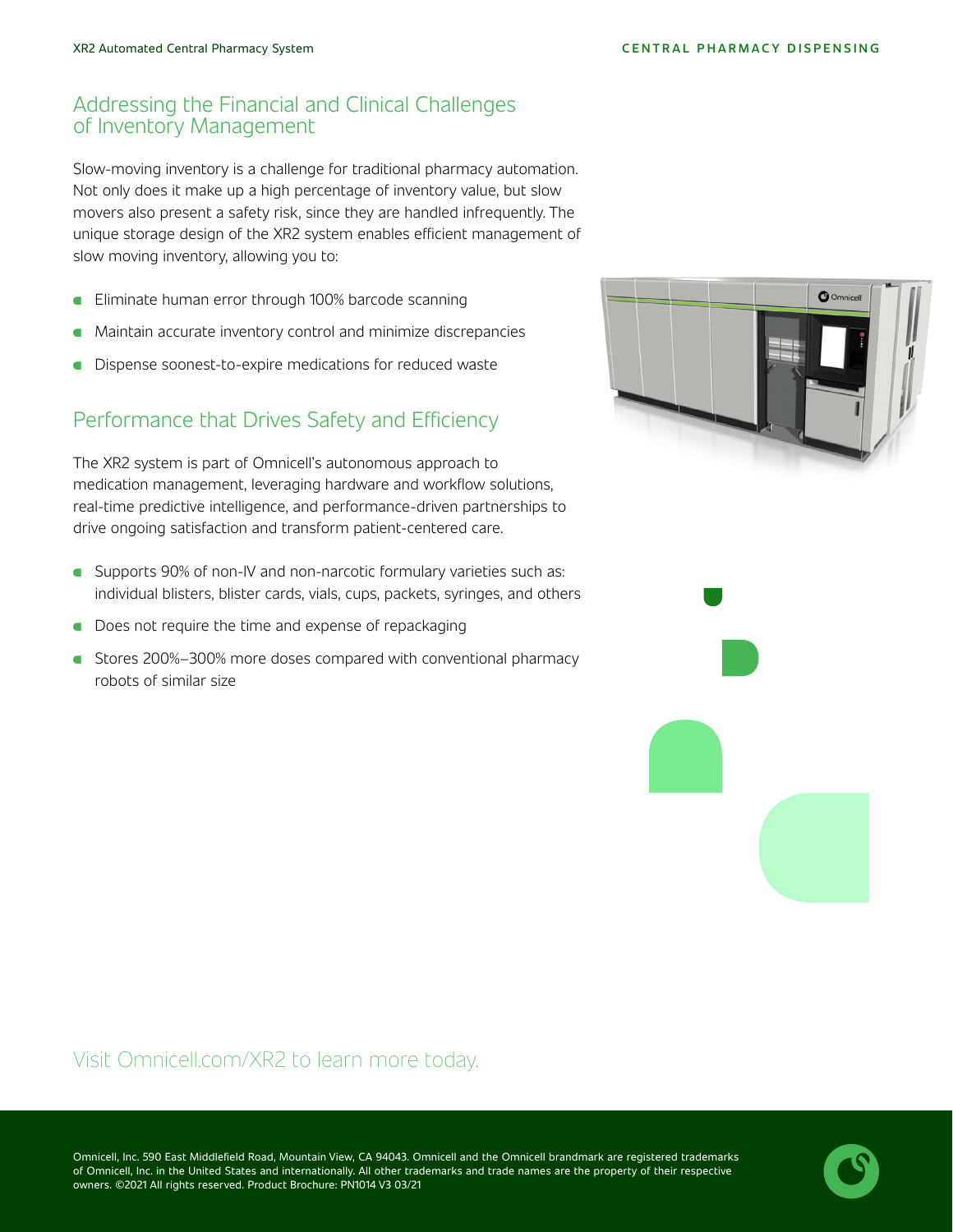## Addressing the Financial and Clinical Challenges of Inventory Management

Slow-moving inventory is a challenge for traditional pharmacy automation. Not only does it make up a high percentage of inventory value, but slow movers also present a safety risk, since they are handled infrequently. The unique storage design of the XR2 system enables efficient management of slow moving inventory, allowing you to:

- Eliminate human error through 100% barcode scanning
- Maintain accurate inventory control and minimize discrepancies
- Dispense soonest-to-expire medications for reduced waste

## Performance that Drives Safety and Efficiency

The XR2 system is part of Omnicell's autonomous approach to medication management, leveraging hardware and workflow solutions, real-time predictive intelligence, and performance-driven partnerships to drive ongoing satisfaction and transform patient-centered care.

- Supports 90% of non-IV and non-narcotic formulary varieties such as: individual blisters, blister cards, vials, cups, packets, syringes, and others
- Does not require the time and expense of repackaging
- Stores 200%–300% more doses compared with conventional pharmacy robots of similar size

Visit Omnicell.com/XR2 to learn more today.

Omnicell, Inc. 590 East Middlefield Road, Mountain View, CA 94043. Omnicell and the Omnicell brandmark are registered trademarks of Omnicell, Inc. in the United States and internationally. All other trademarks and trade names are the property of their respective owners. ©2021 All rights reserved. Product Brochure: PN1014 V3 03/21